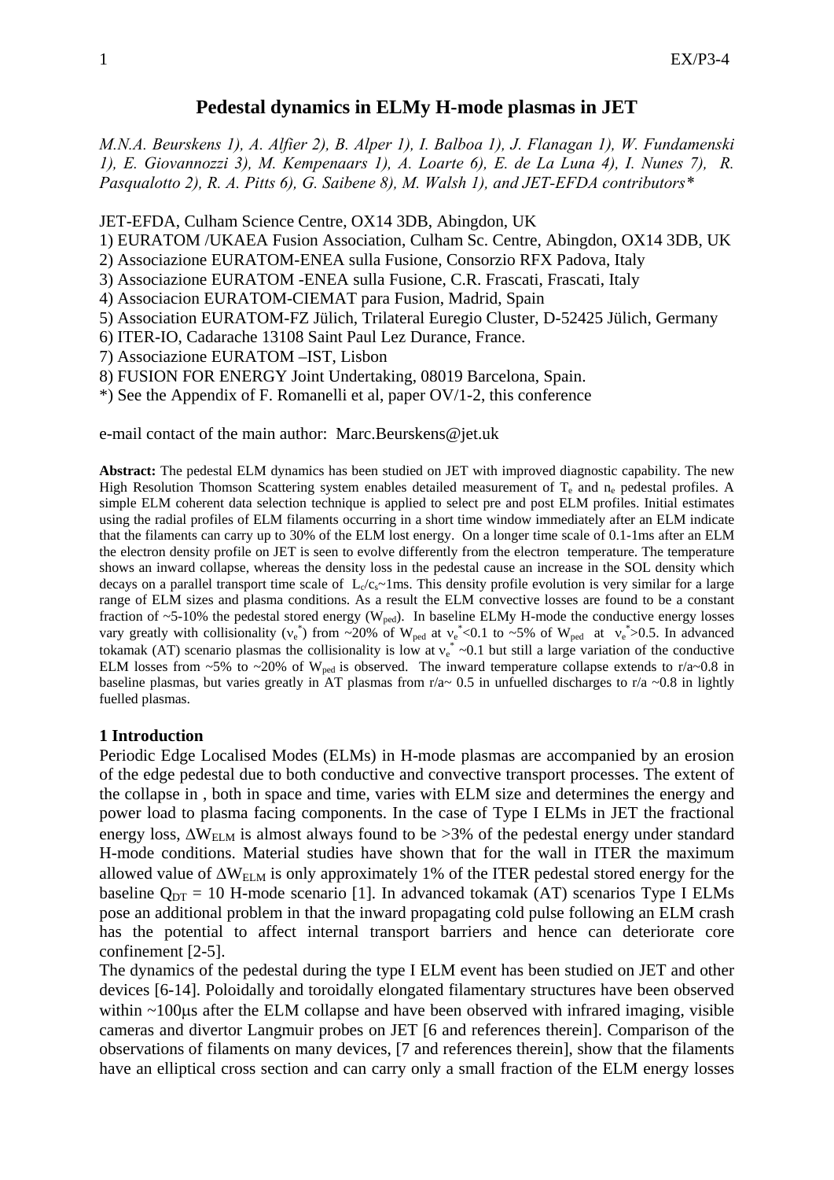# Pedestal dynamics in ELMy H-mode plasmas in JET

*M.N.A. Beurskens 1), A. Alfier 2), B. Alper 1), I. Balboa 1), J. Flanagan 1), W. Fundamenski 1), E. Giovannozzi 3), M. Kempenaars 1), A. Loarte 6), E. de La Luna 4), I. Nunes 7), R. Pasqualotto 2), R. A. Pitts 6), G. Saibene 8), M. Walsh 1), and JET-EFDA contributors\**

JET-EFDA, Culham Science Centre, OX14 3DB, Abingdon, UK

1) EURATOM /UKAEA Fusion Association, Culham Sc. Centre, Abingdon, OX14 3DB, UK
2) Associazione EURATOM-ENEA sulla Fusione, Consorzio RFX Padova, Italy
3) Associazione EURATOM -ENEA sulla Fusione, C.R. Frascati, Frascati, Italy
4) Associacion EURATOM-CIEMAT para Fusion, Madrid, Spain
5) Association EURATOM-FZ Jülich, Trilateral Euregio Cluster, D-52425 Jülich, Germany
6) ITER-IO, Cadarache 13108 Saint Paul Lez Durance, France.
7) Associazione EURATOM –IST, Lisbon
8) FUSION FOR ENERGY Joint Undertaking, 08019 Barcelona, Spain.

*) See the Appendix of F. Romanelli et al, paper OV/1-2, this conference

e-mail contact of the main author: Marc.Beurskens@jet.uk

**Abstract:** The pedestal ELM dynamics has been studied on JET with improved diagnostic capability. The new High Resolution Thomson Scattering system enables detailed measurement of $T_e$ and $n_e$ pedestal profiles. A simple ELM coherent data selection technique is applied to select pre and post ELM profiles. Initial estimates using the radial profiles of ELM filaments occurring in a short time window immediately after an ELM indicate that the filaments can carry up to 30% of the ELM lost energy. On a longer time scale of 0.1-1ms after an ELM the electron density profile on JET is seen to evolve differently from the electron temperature. The temperature shows an inward collapse, whereas the density loss in the pedestal cause an increase in the SOL density which decays on a parallel transport time scale of $L_c/c_s$~1ms. This density profile evolution is very similar for a large range of ELM sizes and plasma conditions. As a result the ELM convective losses are found to be a constant fraction of ~5-10% the pedestal stored energy ($W_{ped}$). In baseline ELMy H-mode the conductive energy losses vary greatly with collisionality ($\nu_e^*$) from ~20% of $W_{ped}$ at $\nu_e^*$<0.1 to ~5% of $W_{ped}$ at $\nu_e^*$>0.5. In advanced tokamak (AT) scenario plasmas the collisionality is low at $\nu_e^*$ ~0.1 but still a large variation of the conductive ELM losses from ~5% to ~20% of $W_{ped}$ is observed. The inward temperature collapse extends to r/a~0.8 in baseline plasmas, but varies greatly in AT plasmas from r/a~ 0.5 in unfuelled discharges to r/a ~0.8 in lightly fuelled plasmas.

## 1 Introduction

Periodic Edge Localised Modes (ELMs) in H-mode plasmas are accompanied by an erosion of the edge pedestal due to both conductive and convective transport processes. The extent of the collapse in , both in space and time, varies with ELM size and determines the energy and power load to plasma facing components. In the case of Type I ELMs in JET the fractional energy loss, $\Delta W_{ELM}$ is almost always found to be >3% of the pedestal energy under standard H-mode conditions. Material studies have shown that for the wall in ITER the maximum allowed value of $\Delta W_{ELM}$ is only approximately 1% of the ITER pedestal stored energy for the baseline $Q_{DT}$ = 10 H-mode scenario [1]. In advanced tokamak (AT) scenarios Type I ELMs pose an additional problem in that the inward propagating cold pulse following an ELM crash has the potential to affect internal transport barriers and hence can deteriorate core confinement [2-5].

The dynamics of the pedestal during the type I ELM event has been studied on JET and other devices [6-14]. Poloidally and toroidally elongated filamentary structures have been observed within ~100μs after the ELM collapse and have been observed with infrared imaging, visible cameras and divertor Langmuir probes on JET [6 and references therein]. Comparison of the observations of filaments on many devices, [7 and references therein], show that the filaments have an elliptical cross section and can carry only a small fraction of the ELM energy losses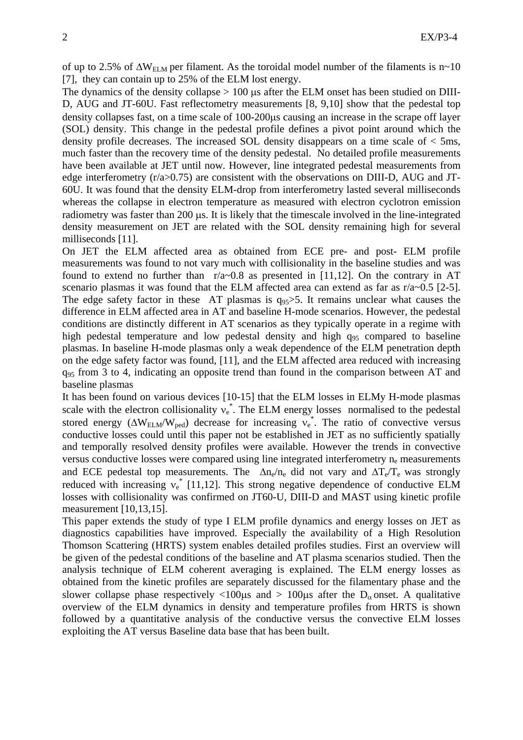of up to 2.5% of $\Delta W_{ELM}$ per filament. As the toroidal model number of the filaments is n~10 [7], they can contain up to 25% of the ELM lost energy.

The dynamics of the density collapse > 100 μs after the ELM onset has been studied on DIII-D, AUG and JT-60U. Fast reflectometry measurements [8, 9,10] show that the pedestal top density collapses fast, on a time scale of 100-200μs causing an increase in the scrape off layer (SOL) density. This change in the pedestal profile defines a pivot point around which the density profile decreases. The increased SOL density disappears on a time scale of < 5ms, much faster than the recovery time of the density pedestal. No detailed profile measurements have been available at JET until now. However, line integrated pedestal measurements from edge interferometry (r/a>0.75) are consistent with the observations on DIII-D, AUG and JT-60U. It was found that the density ELM-drop from interferometry lasted several milliseconds whereas the collapse in electron temperature as measured with electron cyclotron emission radiometry was faster than 200 μs. It is likely that the timescale involved in the line-integrated density measurement on JET are related with the SOL density remaining high for several milliseconds [11].

On JET the ELM affected area as obtained from ECE pre- and post- ELM profile measurements was found to not vary much with collisionality in the baseline studies and was found to extend no further than r/a~0.8 as presented in [11,12]. On the contrary in AT scenario plasmas it was found that the ELM affected area can extend as far as r/a~0.5 [2-5]. The edge safety factor in these AT plasmas is $q_{95}$>5. It remains unclear what causes the difference in ELM affected area in AT and baseline H-mode scenarios. However, the pedestal conditions are distinctly different in AT scenarios as they typically operate in a regime with high pedestal temperature and low pedestal density and high $q_{95}$ compared to baseline plasmas. In baseline H-mode plasmas only a weak dependence of the ELM penetration depth on the edge safety factor was found, [11], and the ELM affected area reduced with increasing $q_{95}$ from 3 to 4, indicating an opposite trend than found in the comparison between AT and baseline plasmas

It has been found on various devices [10-15] that the ELM losses in ELMy H-mode plasmas scale with the electron collisionality $\nu_e^*$. The ELM energy losses normalised to the pedestal stored energy ($\Delta W_{ELM}/W_{ped}$) decrease for increasing $\nu_e^*$. The ratio of convective versus conductive losses could until this paper not be established in JET as no sufficiently spatially and temporally resolved density profiles were available. However the trends in convective versus conductive losses were compared using line integrated interferometry $n_e$ measurements and ECE pedestal top measurements. The $\Delta n_e/n_e$ did not vary and $\Delta T_e/T_e$ was strongly reduced with increasing $\nu_e^*$ [11,12]. This strong negative dependence of conductive ELM losses with collisionality was confirmed on JT60-U, DIII-D and MAST using kinetic profile measurement [10,13,15].

This paper extends the study of type I ELM profile dynamics and energy losses on JET as diagnostics capabilities have improved. Especially the availability of a High Resolution Thomson Scattering (HRTS) system enables detailed profiles studies. First an overview will be given of the pedestal conditions of the baseline and AT plasma scenarios studied. Then the analysis technique of ELM coherent averaging is explained. The ELM energy losses as obtained from the kinetic profiles are separately discussed for the filamentary phase and the slower collapse phase respectively <100μs and > 100μs after the $D_\alpha$ onset. A qualitative overview of the ELM dynamics in density and temperature profiles from HRTS is shown followed by a quantitative analysis of the conductive versus the convective ELM losses exploiting the AT versus Baseline data base that has been built.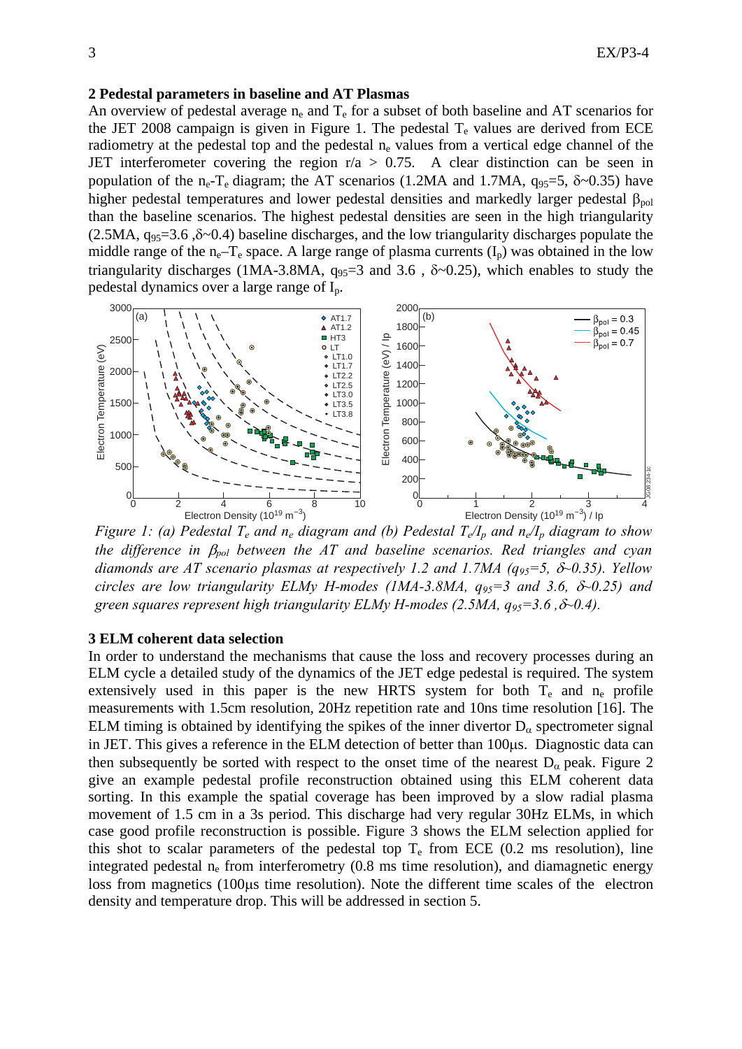## 2 Pedestal parameters in baseline and AT Plasmas

An overview of pedestal average $n_e$ and $T_e$ for a subset of both baseline and AT scenarios for the JET 2008 campaign is given in Figure 1. The pedestal $T_e$ values are derived from ECE radiometry at the pedestal top and the pedestal $n_e$ values from a vertical edge channel of the JET interferometer covering the region $r/a > 0.75$. A clear distinction can be seen in population of the $n_e$-$T_e$ diagram; the AT scenarios (1.2MA and 1.7MA, $q_{95}$=5, $\delta$~0.35) have higher pedestal temperatures and lower pedestal densities and markedly larger pedestal $\beta_{pol}$ than the baseline scenarios. The highest pedestal densities are seen in the high triangularity (2.5MA, $q_{95}$=3.6 ,$\delta$~0.4) baseline discharges, and the low triangularity discharges populate the middle range of the $n_e$–$T_e$ space. A large range of plasma currents ($I_p$) was obtained in the low triangularity discharges (1MA-3.8MA, $q_{95}$=3 and 3.6 , $\delta$~0.25), which enables to study the pedestal dynamics over a large range of $I_p$.

*Figure 1: (a) Pedestal $T_e$ and $n_e$ diagram and (b) Pedestal $T_e/I_p$ and $n_e/I_p$ diagram to show the difference in $\beta_{pol}$ between the AT and baseline scenarios. Red triangles and cyan diamonds are AT scenario plasmas at respectively 1.2 and 1.7MA ($q_{95}$=5, $\delta$~0.35). Yellow circles are low triangularity ELMy H-modes (1MA-3.8MA, $q_{95}$=3 and 3.6, $\delta$~0.25) and green squares represent high triangularity ELMy H-modes (2.5MA, $q_{95}$=3.6 ,$\delta$~0.4).*

## 3 ELM coherent data selection

In order to understand the mechanisms that cause the loss and recovery processes during an ELM cycle a detailed study of the dynamics of the JET edge pedestal is required. The system extensively used in this paper is the new HRTS system for both $T_e$ and $n_e$ profile measurements with 1.5cm resolution, 20Hz repetition rate and 10ns time resolution [16]. The ELM timing is obtained by identifying the spikes of the inner divertor $D_\alpha$ spectrometer signal in JET. This gives a reference in the ELM detection of better than 100μs. Diagnostic data can then subsequently be sorted with respect to the onset time of the nearest $D_\alpha$ peak. Figure 2 give an example pedestal profile reconstruction obtained using this ELM coherent data sorting. In this example the spatial coverage has been improved by a slow radial plasma movement of 1.5 cm in a 3s period. This discharge had very regular 30Hz ELMs, in which case good profile reconstruction is possible. Figure 3 shows the ELM selection applied for this shot to scalar parameters of the pedestal top $T_e$ from ECE (0.2 ms resolution), line integrated pedestal $n_e$ from interferometry (0.8 ms time resolution), and diamagnetic energy loss from magnetics (100μs time resolution). Note the different time scales of the electron density and temperature drop. This will be addressed in section 5.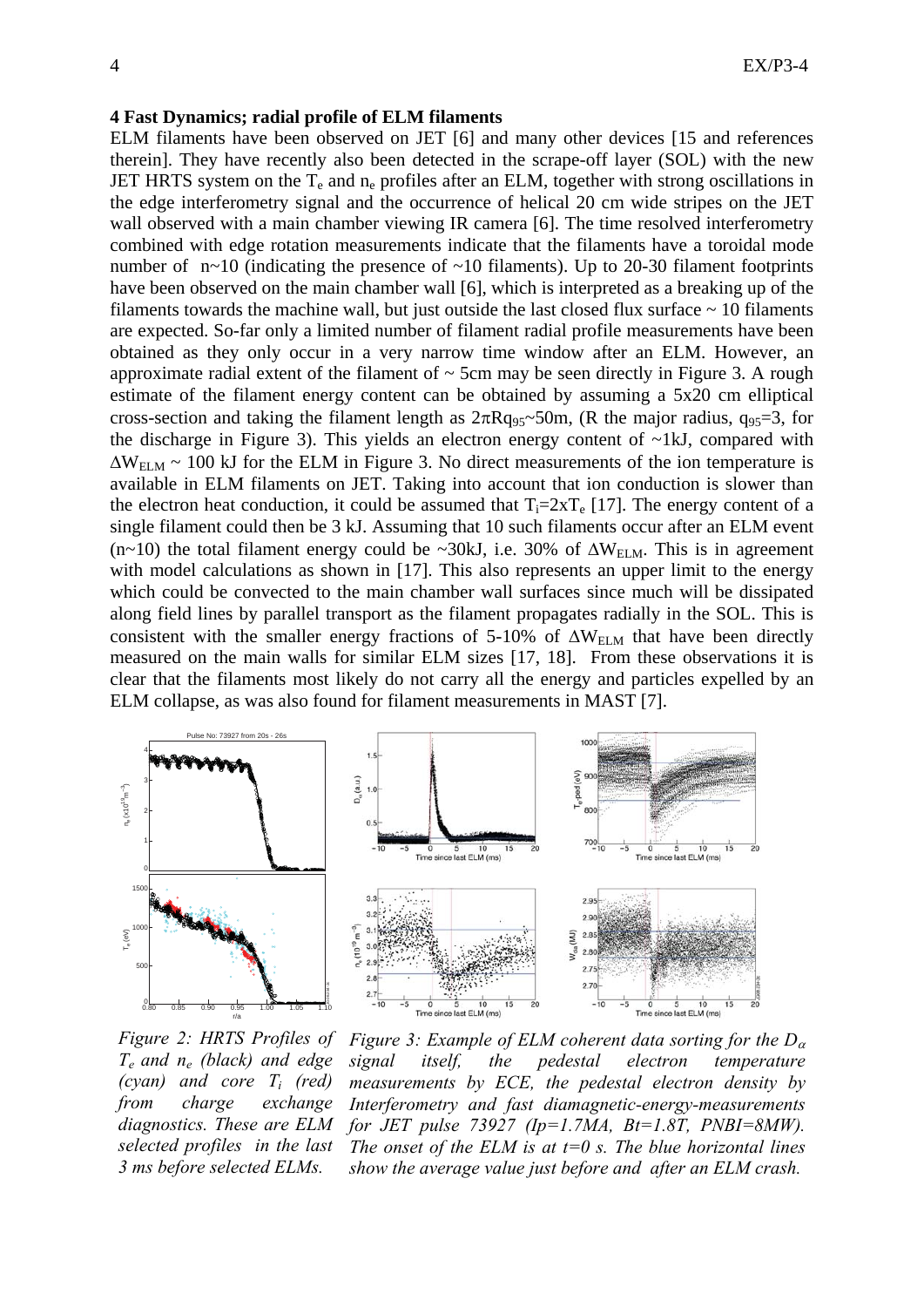## 4 Fast Dynamics; radial profile of ELM filaments

ELM filaments have been observed on JET [6] and many other devices [15 and references therein]. They have recently also been detected in the scrape-off layer (SOL) with the new JET HRTS system on the $T_e$ and $n_e$ profiles after an ELM, together with strong oscillations in the edge interferometry signal and the occurrence of helical 20 cm wide stripes on the JET wall observed with a main chamber viewing IR camera [6]. The time resolved interferometry combined with edge rotation measurements indicate that the filaments have a toroidal mode number of $n \sim 10$ (indicating the presence of ~10 filaments). Up to 20-30 filament footprints have been observed on the main chamber wall [6], which is interpreted as a breaking up of the filaments towards the machine wall, but just outside the last closed flux surface ~ 10 filaments are expected. So-far only a limited number of filament radial profile measurements have been obtained as they only occur in a very narrow time window after an ELM. However, an approximate radial extent of the filament of ~ 5cm may be seen directly in Figure 3. A rough estimate of the filament energy content can be obtained by assuming a 5x20 cm elliptical cross-section and taking the filament length as $2\pi Rq_{95} \sim 50$m, (R the major radius, $q_{95}=3$, for the discharge in Figure 3). This yields an electron energy content of ~1kJ, compared with $\Delta W_{ELM} \sim 100$ kJ for the ELM in Figure 3. No direct measurements of the ion temperature is available in ELM filaments on JET. Taking into account that ion conduction is slower than the electron heat conduction, it could be assumed that $T_i=2xT_e$ [17]. The energy content of a single filament could then be 3 kJ. Assuming that 10 such filaments occur after an ELM event ($n \sim 10$) the total filament energy could be ~30kJ, i.e. 30% of $\Delta W_{ELM}$. This is in agreement with model calculations as shown in [17]. This also represents an upper limit to the energy which could be convected to the main chamber wall surfaces since much will be dissipated along field lines by parallel transport as the filament propagates radially in the SOL. This is consistent with the smaller energy fractions of 5-10% of $\Delta W_{ELM}$ that have been directly measured on the main walls for similar ELM sizes [17, 18]. From these observations it is clear that the filaments most likely do not carry all the energy and particles expelled by an ELM collapse, as was also found for filament measurements in MAST [7].

*Figure 2: HRTS Profiles of $T_e$ and $n_e$ (black) and edge (cyan) and core $T_i$ (red) from charge exchange diagnostics. These are ELM selected profiles in the last 3 ms before selected ELMs.*

*Figure 3: Example of ELM coherent data sorting for the $D_\alpha$ signal itself, the pedestal electron temperature measurements by ECE, the pedestal electron density by Interferometry and fast diamagnetic-energy-measurements for JET pulse 73927 (Ip=1.7MA, Bt=1.8T, PNBI=8MW). The onset of the ELM is at t=0 s. The blue horizontal lines show the average value just before and after an ELM crash.*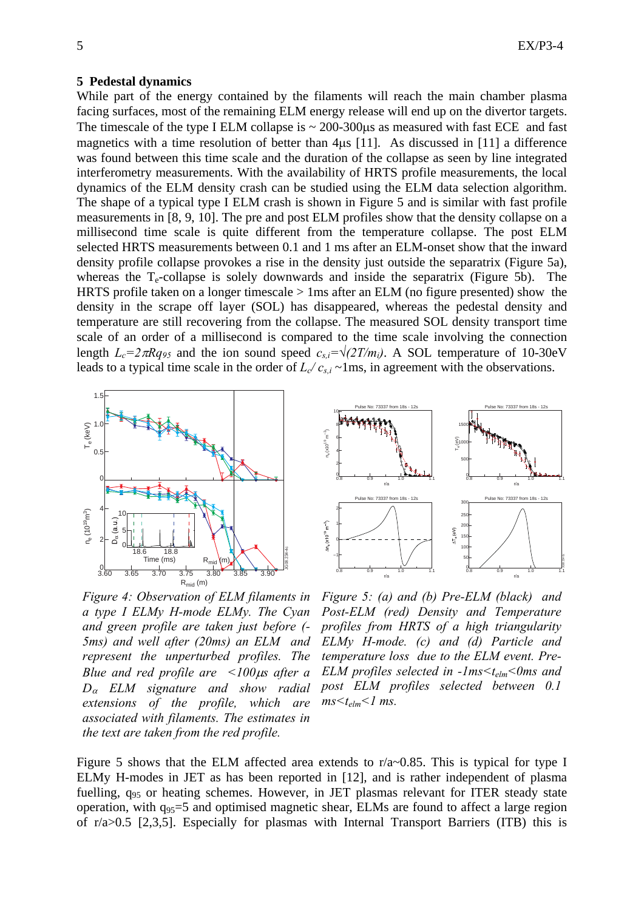## 5 Pedestal dynamics

While part of the energy contained by the filaments will reach the main chamber plasma facing surfaces, most of the remaining ELM energy release will end up on the divertor targets. The timescale of the type I ELM collapse is ~ 200-300μs as measured with fast ECE and fast magnetics with a time resolution of better than 4μs [11]. As discussed in [11] a difference was found between this time scale and the duration of the collapse as seen by line integrated interferometry measurements. With the availability of HRTS profile measurements, the local dynamics of the ELM density crash can be studied using the ELM data selection algorithm. The shape of a typical type I ELM crash is shown in Figure 5 and is similar with fast profile measurements in [8, 9, 10]. The pre and post ELM profiles show that the density collapse on a millisecond time scale is quite different from the temperature collapse. The post ELM selected HRTS measurements between 0.1 and 1 ms after an ELM-onset show that the inward density profile collapse provokes a rise in the density just outside the separatrix (Figure 5a), whereas the $T_e$-collapse is solely downwards and inside the separatrix (Figure 5b). The HRTS profile taken on a longer timescale > 1ms after an ELM (no figure presented) show the density in the scrape off layer (SOL) has disappeared, whereas the pedestal density and temperature are still recovering from the collapse. The measured SOL density transport time scale of an order of a millisecond is compared to the time scale involving the connection length $L_c=2\pi Rq_{95}$ and the ion sound speed $c_{s,i}=\sqrt{(2T/m_i)}$. A SOL temperature of 10-30eV leads to a typical time scale in the order of $L_c/c_{s,i}$ ~1ms, in agreement with the observations.

*Figure 4: Observation of ELM filaments in a type I ELMy H-mode ELMy. The Cyan and green profile are taken just before (-5ms) and well after (20ms) an ELM and represent the unperturbed profiles. The Blue and red profile are <100μs after a $D_\alpha$ ELM signature and show radial extensions of the profile, which are associated with filaments. The estimates in the text are taken from the red profile.*

*Figure 5: (a) and (b) Pre-ELM (black) and Post-ELM (red) Density and Temperature profiles from HRTS of a high triangularity ELMy H-mode. (c) and (d) Particle and temperature loss due to the ELM event. Pre-ELM profiles selected in -1ms<$t_{elm}$<0ms and post ELM profiles selected between 0.1 ms<$t_{elm}$<1 ms.*

Figure 5 shows that the ELM affected area extends to r/a~0.85. This is typical for type I ELMy H-modes in JET as has been reported in [12], and is rather independent of plasma fuelling, $q_{95}$ or heating schemes. However, in JET plasmas relevant for ITER steady state operation, with $q_{95}$=5 and optimised magnetic shear, ELMs are found to affect a large region of r/a>0.5 [2,3,5]. Especially for plasmas with Internal Transport Barriers (ITB) this is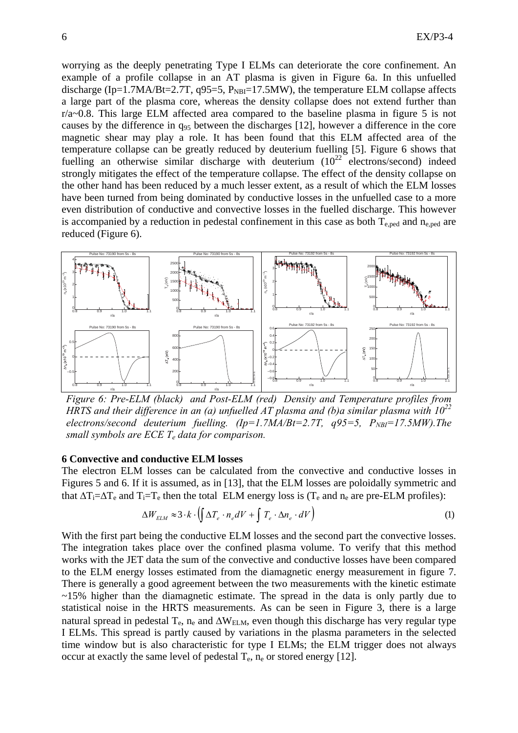worrying as the deeply penetrating Type I ELMs can deteriorate the core confinement. An example of a profile collapse in an AT plasma is given in Figure 6a. In this unfuelled discharge (Ip=1.7MA/Bt=2.7T, q95=5, $P_{NBI}$=17.5MW), the temperature ELM collapse affects a large part of the plasma core, whereas the density collapse does not extend further than r/a~0.8. This large ELM affected area compared to the baseline plasma in figure 5 is not causes by the difference in $q_{95}$ between the discharges [12], however a difference in the core magnetic shear may play a role. It has been found that this ELM affected area of the temperature collapse can be greatly reduced by deuterium fuelling [5]. Figure 6 shows that fuelling an otherwise similar discharge with deuterium ($10^{22}$ electrons/second) indeed strongly mitigates the effect of the temperature collapse. The effect of the density collapse on the other hand has been reduced by a much lesser extent, as a result of which the ELM losses have been turned from being dominated by conductive losses in the unfuelled case to a more even distribution of conductive and convective losses in the fuelled discharge. This however is accompanied by a reduction in pedestal confinement in this case as both $T_{e,ped}$ and $n_{e,ped}$ are reduced (Figure 6).

*Figure 6: Pre-ELM (black) and Post-ELM (red) Density and Temperature profiles from HRTS and their difference in an (a) unfuelled AT plasma and (b)a similar plasma with $10^{22}$ electrons/second deuterium fuelling. (Ip=1.7MA/Bt=2.7T, q95=5, $P_{NBI}$=17.5MW).The small symbols are ECE $T_e$ data for comparison.*

**6 Convective and conductive ELM losses**

The electron ELM losses can be calculated from the convective and conductive losses in Figures 5 and 6. If it is assumed, as in [13], that the ELM losses are poloidally symmetric and that $\Delta T_i=\Delta T_e$ and $T_i=T_e$ then the total ELM energy loss is ($T_e$ and $n_e$ are pre-ELM profiles):

$$\Delta W_{ELM} \approx 3 \cdot k \cdot \left( \int \Delta T_e \cdot n_e dV + \int T_e \cdot \Delta n_e \cdot dV \right) \tag{1}$$

With the first part being the conductive ELM losses and the second part the convective losses. The integration takes place over the confined plasma volume. To verify that this method works with the JET data the sum of the convective and conductive losses have been compared to the ELM energy losses estimated from the diamagnetic energy measurement in figure 7. There is generally a good agreement between the two measurements with the kinetic estimate ~15% higher than the diamagnetic estimate. The spread in the data is only partly due to statistical noise in the HRTS measurements. As can be seen in Figure 3, there is a large natural spread in pedestal $T_e$, $n_e$ and $\Delta W_{ELM}$, even though this discharge has very regular type I ELMs. This spread is partly caused by variations in the plasma parameters in the selected time window but is also characteristic for type I ELMs; the ELM trigger does not always occur at exactly the same level of pedestal $T_e$, $n_e$ or stored energy [12].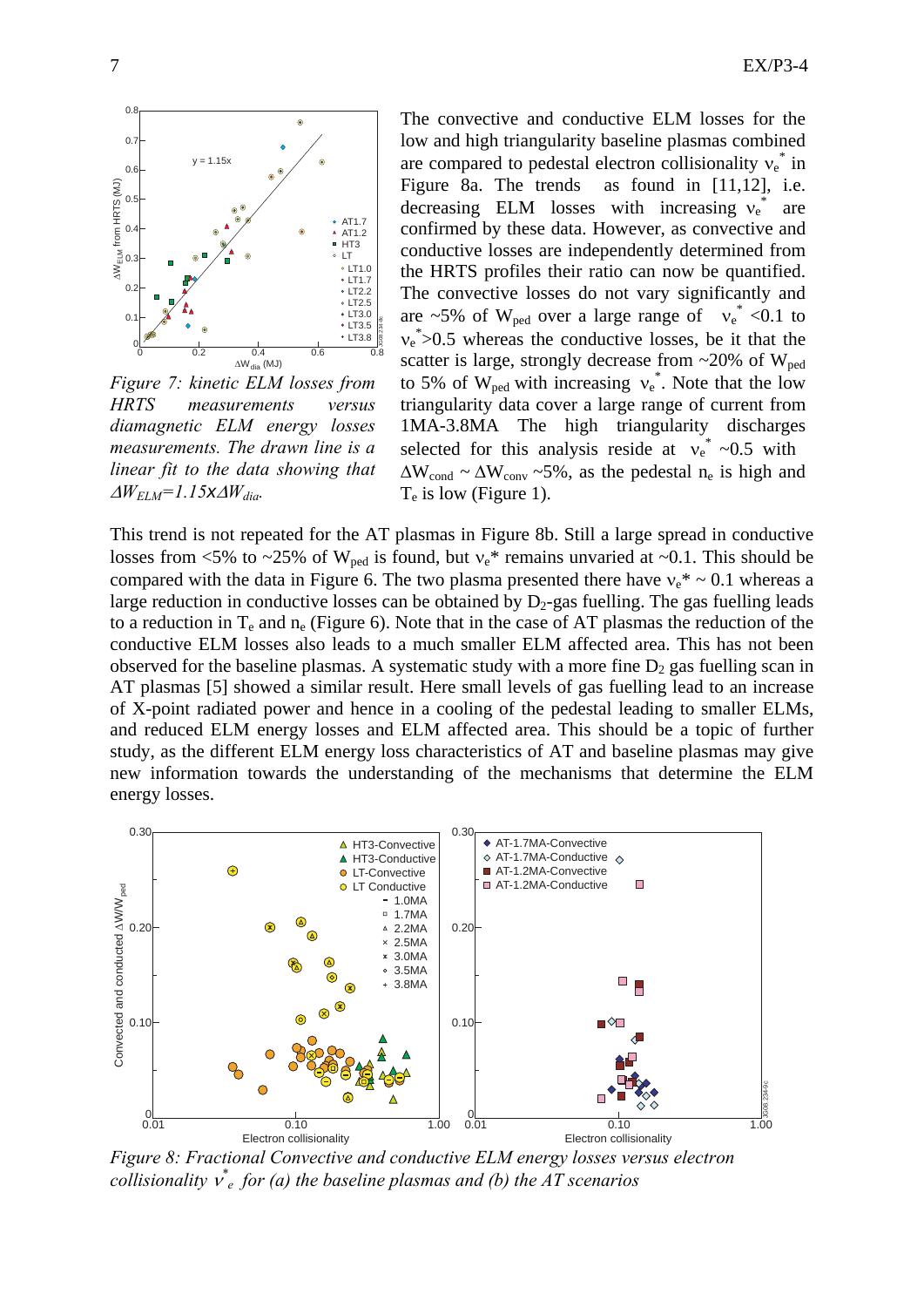The convective and conductive ELM losses for the low and high triangularity baseline plasmas combined are compared to pedestal electron collisionality $\nu_e^*$ in Figure 8a. The trends as found in [11,12], i.e. decreasing ELM losses with increasing $\nu_e^*$ are confirmed by these data. However, as convective and conductive losses are independently determined from the HRTS profiles their ratio can now be quantified. The convective losses do not vary significantly and are ~5% of $W_{ped}$ over a large range of $\nu_e^*$ <0.1 to $\nu_e^*$>0.5 whereas the conductive losses, be it that the scatter is large, strongly decrease from ~20% of $W_{ped}$ to 5% of $W_{ped}$ with increasing $\nu_e^*$. Note that the low triangularity data cover a large range of current from 1MA-3.8MA The high triangularity discharges selected for this analysis reside at $\nu_e^*$ ~0.5 with $\Delta W_{cond}$ ~ $\Delta W_{conv}$ ~5%, as the pedestal $n_e$ is high and $T_e$ is low (Figure 1).

*Figure 7: kinetic ELM losses from HRTS measurements versus diamagnetic ELM energy losses measurements. The drawn line is a linear fit to the data showing that $\Delta W_{ELM}$=1.15x$\Delta W_{dia}$.*

This trend is not repeated for the AT plasmas in Figure 8b. Still a large spread in conductive losses from <5% to ~25% of $W_{ped}$ is found, but $\nu_e$* remains unvaried at ~0.1. This should be compared with the data in Figure 6. The two plasma presented there have $\nu_e$* ~ 0.1 whereas a large reduction in conductive losses can be obtained by $D_2$-gas fuelling. The gas fuelling leads to a reduction in $T_e$ and $n_e$ (Figure 6). Note that in the case of AT plasmas the reduction of the conductive ELM losses also leads to a much smaller ELM affected area. This has not been observed for the baseline plasmas. A systematic study with a more fine $D_2$ gas fuelling scan in AT plasmas [5] showed a similar result. Here small levels of gas fuelling lead to an increase of X-point radiated power and hence in a cooling of the pedestal leading to smaller ELMs, and reduced ELM energy losses and ELM affected area. This should be a topic of further study, as the different ELM energy loss characteristics of AT and baseline plasmas may give new information towards the understanding of the mechanisms that determine the ELM energy losses.

*Figure 8: Fractional Convective and conductive ELM energy losses versus electron collisionality $\nu_e^*$ for (a) the baseline plasmas and (b) the AT scenarios*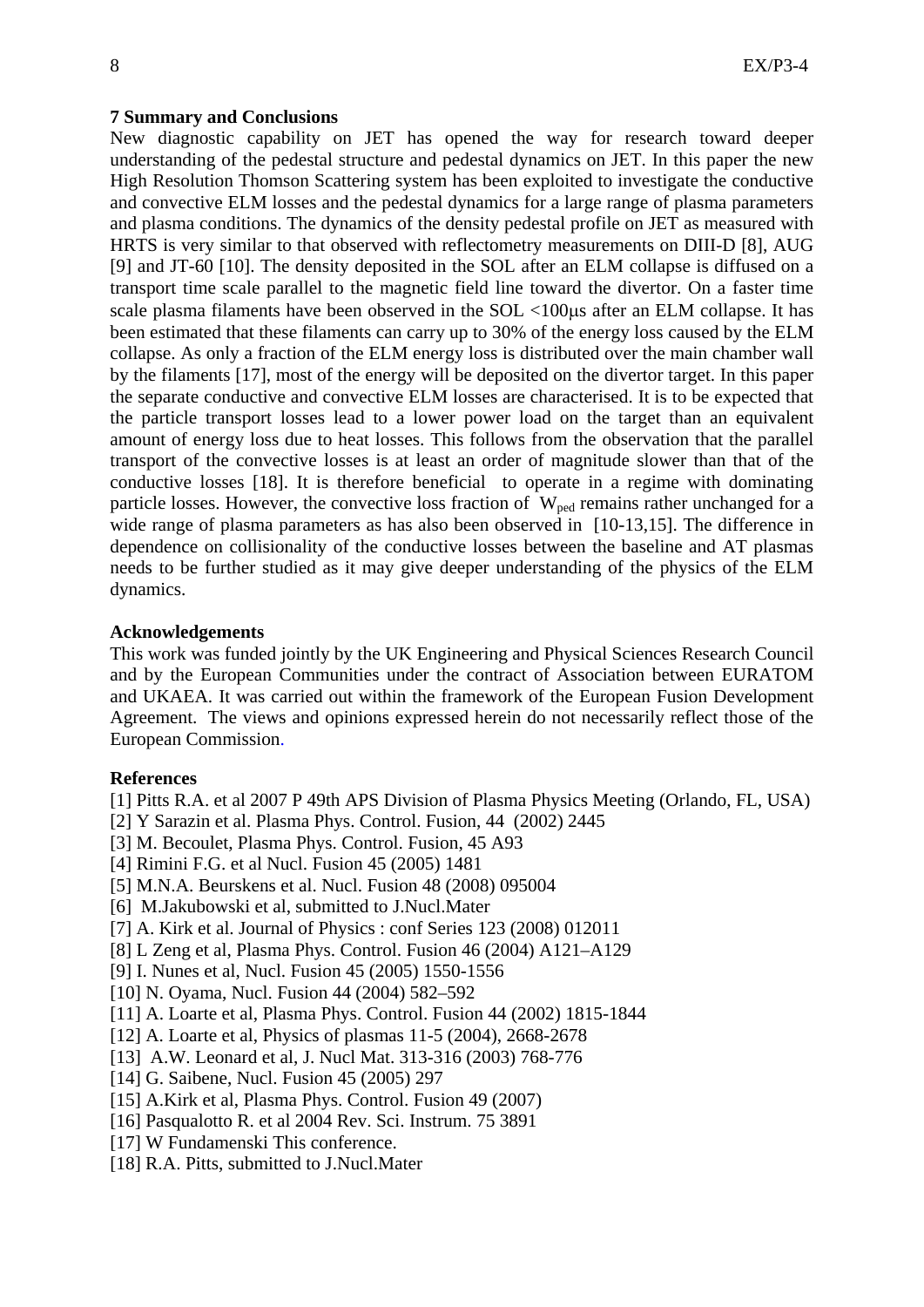## 7 Summary and Conclusions

New diagnostic capability on JET has opened the way for research toward deeper understanding of the pedestal structure and pedestal dynamics on JET. In this paper the new High Resolution Thomson Scattering system has been exploited to investigate the conductive and convective ELM losses and the pedestal dynamics for a large range of plasma parameters and plasma conditions. The dynamics of the density pedestal profile on JET as measured with HRTS is very similar to that observed with reflectometry measurements on DIII-D [8], AUG [9] and JT-60 [10]. The density deposited in the SOL after an ELM collapse is diffused on a transport time scale parallel to the magnetic field line toward the divertor. On a faster time scale plasma filaments have been observed in the SOL <100μs after an ELM collapse. It has been estimated that these filaments can carry up to 30% of the energy loss caused by the ELM collapse. As only a fraction of the ELM energy loss is distributed over the main chamber wall by the filaments [17], most of the energy will be deposited on the divertor target. In this paper the separate conductive and convective ELM losses are characterised. It is to be expected that the particle transport losses lead to a lower power load on the target than an equivalent amount of energy loss due to heat losses. This follows from the observation that the parallel transport of the convective losses is at least an order of magnitude slower than that of the conductive losses [18]. It is therefore beneficial to operate in a regime with dominating particle losses. However, the convective loss fraction of $W_{ped}$ remains rather unchanged for a wide range of plasma parameters as has also been observed in [10-13,15]. The difference in dependence on collisionality of the conductive losses between the baseline and AT plasmas needs to be further studied as it may give deeper understanding of the physics of the ELM dynamics.

## Acknowledgements

This work was funded jointly by the UK Engineering and Physical Sciences Research Council and by the European Communities under the contract of Association between EURATOM and UKAEA. It was carried out within the framework of the European Fusion Development Agreement. The views and opinions expressed herein do not necessarily reflect those of the European Commission.

## References

[1] Pitts R.A. et al 2007 P 49th APS Division of Plasma Physics Meeting (Orlando, FL, USA)
[2] Y Sarazin et al. Plasma Phys. Control. Fusion, 44 (2002) 2445
[3] M. Becoulet, Plasma Phys. Control. Fusion, 45 A93
[4] Rimini F.G. et al Nucl. Fusion 45 (2005) 1481
[5] M.N.A. Beurskens et al. Nucl. Fusion 48 (2008) 095004
[6] M.Jakubowski et al, submitted to J.Nucl.Mater
[7] A. Kirk et al. Journal of Physics : conf Series 123 (2008) 012011
[8] L Zeng et al, Plasma Phys. Control. Fusion 46 (2004) A121–A129
[9] I. Nunes et al, Nucl. Fusion 45 (2005) 1550-1556
[10] N. Oyama, Nucl. Fusion 44 (2004) 582–592
[11] A. Loarte et al, Plasma Phys. Control. Fusion 44 (2002) 1815-1844
[12] A. Loarte et al, Physics of plasmas 11-5 (2004), 2668-2678
[13] A.W. Leonard et al, J. Nucl Mat. 313-316 (2003) 768-776
[14] G. Saibene, Nucl. Fusion 45 (2005) 297
[15] A.Kirk et al, Plasma Phys. Control. Fusion 49 (2007)
[16] Pasqualotto R. et al 2004 Rev. Sci. Instrum. 75 3891
[17] W Fundamenski This conference.
[18] R.A. Pitts, submitted to J.Nucl.Mater